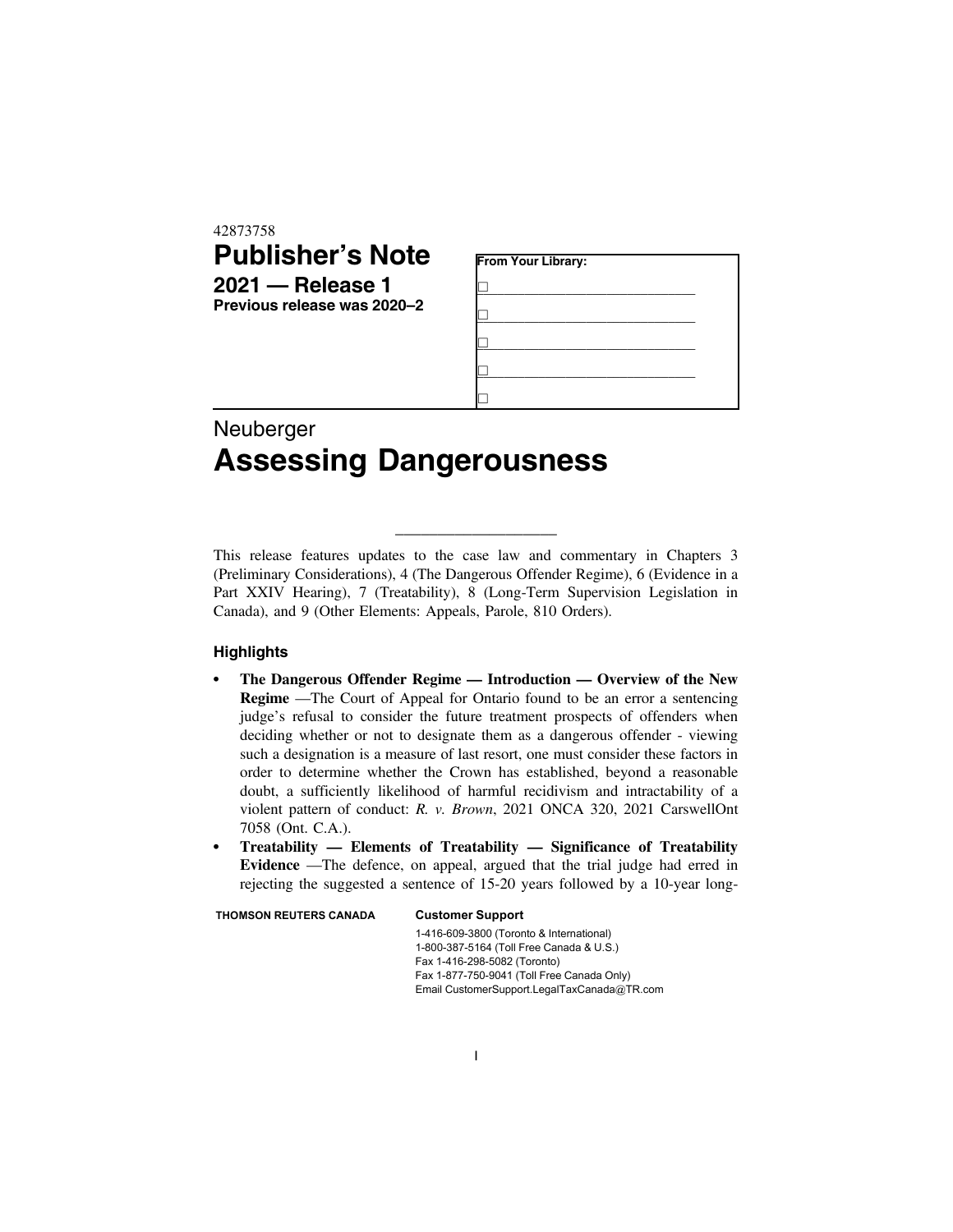42873758

# Publisher's Note

## 2021 — Release 1

**Previous release was 2020–2**

| From Your Library: |
| --- |
| ☐ |
| ☐ |
| ☐ |
| ☐ |
| ☐ |

Neuberger

# Assessing Dangerousness

---

This release features updates to the case law and commentary in Chapters 3 (Preliminary Considerations), 4 (The Dangerous Offender Regime), 6 (Evidence in a Part XXIV Hearing), 7 (Treatability), 8 (Long-Term Supervision Legislation in Canada), and 9 (Other Elements: Appeals, Parole, 810 Orders).

### Highlights

- **The Dangerous Offender Regime — Introduction — Overview of the New Regime** —The Court of Appeal for Ontario found to be an error a sentencing judge's refusal to consider the future treatment prospects of offenders when deciding whether or not to designate them as a dangerous offender - viewing such a designation is a measure of last resort, one must consider these factors in order to determine whether the Crown has established, beyond a reasonable doubt, a sufficiently likelihood of harmful recidivism and intractability of a violent pattern of conduct: *R. v. Brown*, 2021 ONCA 320, 2021 CarswellOnt 7058 (Ont. C.A.).
- **Treatability — Elements of Treatability — Significance of Treatability Evidence** —The defence, on appeal, argued that the trial judge had erred in rejecting the suggested a sentence of 15-20 years followed by a 10-year long-

**THOMSON REUTERS CANADA**

**Customer Support**

1-416-609-3800 (Toronto & International)
1-800-387-5164 (Toll Free Canada & U.S.)
Fax 1-416-298-5082 (Toronto)
Fax 1-877-750-9041 (Toll Free Canada Only)
Email CustomerSupport.LegalTaxCanada@TR.com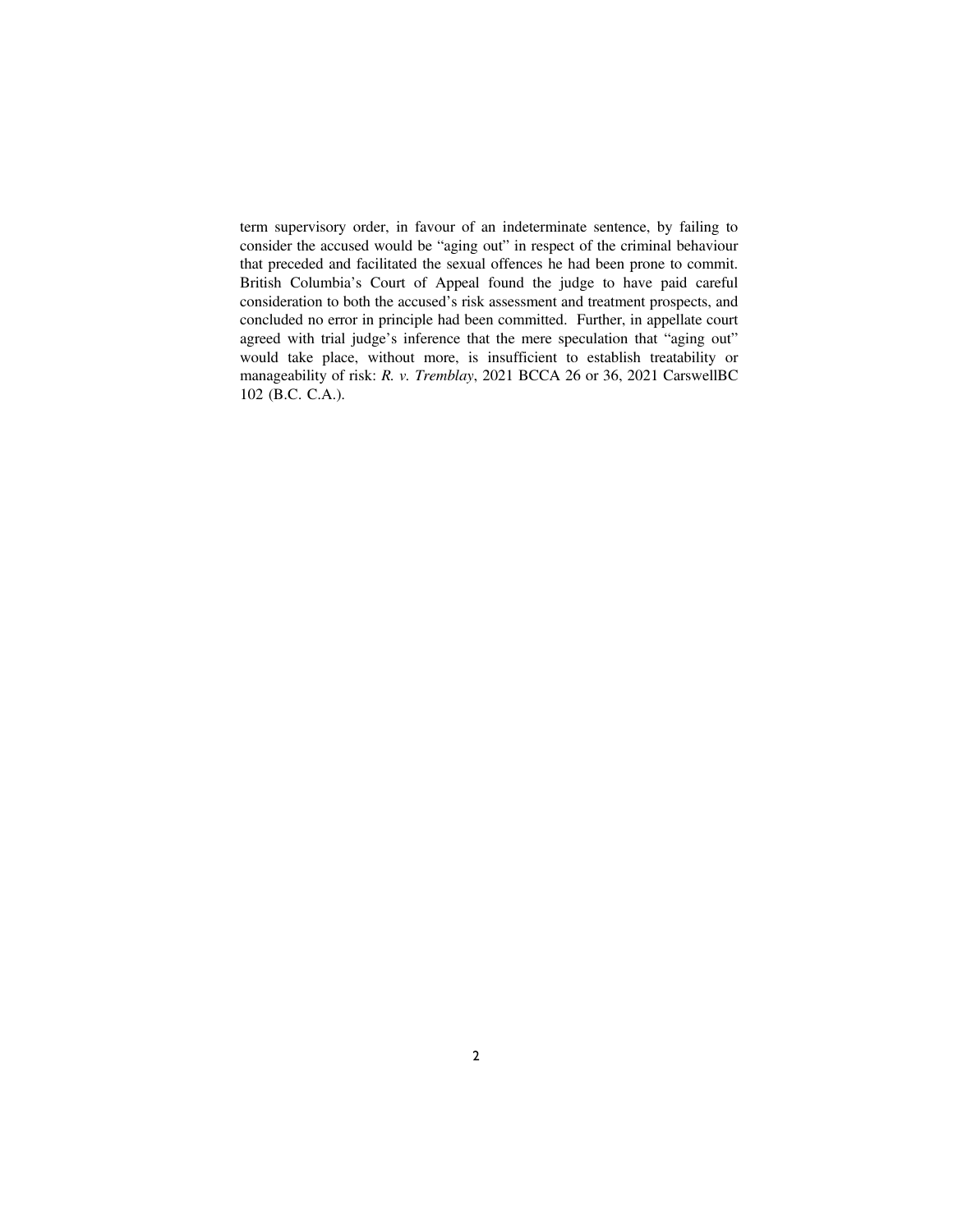term supervisory order, in favour of an indeterminate sentence, by failing to consider the accused would be "aging out" in respect of the criminal behaviour that preceded and facilitated the sexual offences he had been prone to commit. British Columbia's Court of Appeal found the judge to have paid careful consideration to both the accused's risk assessment and treatment prospects, and concluded no error in principle had been committed. Further, in appellate court agreed with trial judge's inference that the mere speculation that "aging out" would take place, without more, is insufficient to establish treatability or manageability of risk: *R. v. Tremblay*, 2021 BCCA 26 or 36, 2021 CarswellBC 102 (B.C. C.A.).